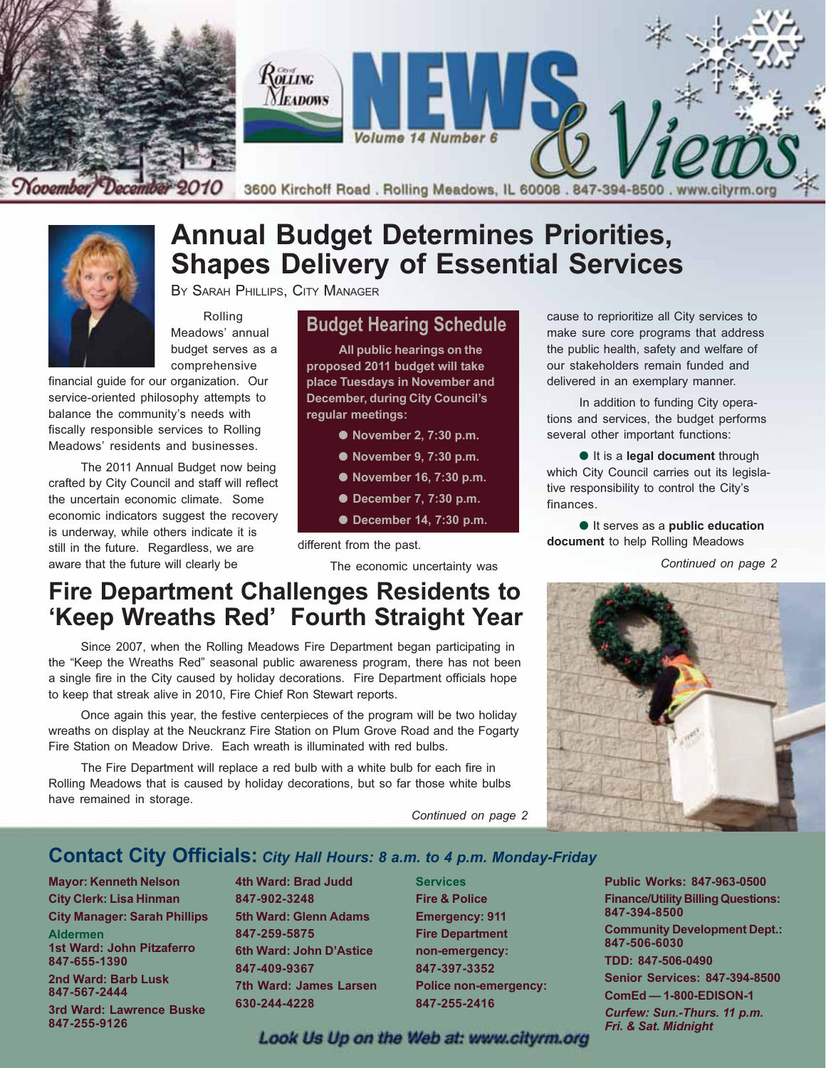# Rolling Meadows NEWS & Views

Volume 14 Number 6

November/December 2010

3600 Kirchoff Road . Rolling Meadows, IL 60008 . 847-394-8500 . www.cityrm.org

## Annual Budget Determines Priorities, Shapes Delivery of Essential Services

By Sarah Phillips, City Manager

Rolling Meadows' annual budget serves as a comprehensive financial guide for our organization. Our service-oriented philosophy attempts to balance the community's needs with fiscally responsible services to Rolling Meadows' residents and businesses.

The 2011 Annual Budget now being crafted by City Council and staff will reflect the uncertain economic climate. Some economic indicators suggest the recovery is underway, while others indicate it is still in the future. Regardless, we are aware that the future will clearly be different from the past.

The economic uncertainty was cause to reprioritize all City services to make sure core programs that address the public health, safety and welfare of our stakeholders remain funded and delivered in an exemplary manner.

In addition to funding City operations and services, the budget performs several other important functions:

- It is a **legal document** through which City Council carries out its legislative responsibility to control the City's finances.
- It serves as a **public education document** to help Rolling Meadows

*Continued on page 2*

### Budget Hearing Schedule

**All public hearings on the proposed 2011 budget will take place Tuesdays in November and December, during City Council's regular meetings:**

- **November 2, 7:30 p.m.**
- **November 9, 7:30 p.m.**
- **November 16, 7:30 p.m.**
- **December 7, 7:30 p.m.**
- **December 14, 7:30 p.m.**

## Fire Department Challenges Residents to 'Keep Wreaths Red' Fourth Straight Year

Since 2007, when the Rolling Meadows Fire Department began participating in the "Keep the Wreaths Red" seasonal public awareness program, there has not been a single fire in the City caused by holiday decorations. Fire Department officials hope to keep that streak alive in 2010, Fire Chief Ron Stewart reports.

Once again this year, the festive centerpieces of the program will be two holiday wreaths on display at the Neuckranz Fire Station on Plum Grove Road and the Fogarty Fire Station on Meadow Drive. Each wreath is illuminated with red bulbs.

The Fire Department will replace a red bulb with a white bulb for each fire in Rolling Meadows that is caused by holiday decorations, but so far those white bulbs have remained in storage.

*Continued on page 2*

## Contact City Officials: *City Hall Hours: 8 a.m. to 4 p.m. Monday-Friday*

**Mayor: Kenneth Nelson**
**City Clerk: Lisa Hinman**
**City Manager: Sarah Phillips**

**Aldermen**
**1st Ward: John Pitzaferro 847-655-1390**
**2nd Ward: Barb Lusk 847-567-2444**
**3rd Ward: Lawrence Buske 847-255-9126**
**4th Ward: Brad Judd 847-902-3248**
**5th Ward: Glenn Adams 847-259-5875**
**6th Ward: John D'Astice 847-409-9367**
**7th Ward: James Larsen 630-244-4228**

**Services**
**Fire & Police Emergency: 911**
**Fire Department non-emergency: 847-397-3352**
**Police non-emergency: 847-255-2416**

**Public Works: 847-963-0500**
**Finance/Utility Billing Questions: 847-394-8500**
**Community Development Dept.: 847-506-6030**
**TDD: 847-506-0490**
**Senior Services: 847-394-8500**
**ComEd — 1-800-EDISON-1**
***Curfew: Sun.-Thurs. 11 p.m. Fri. & Sat. Midnight***

*Look Us Up on the Web at: www.cityrm.org*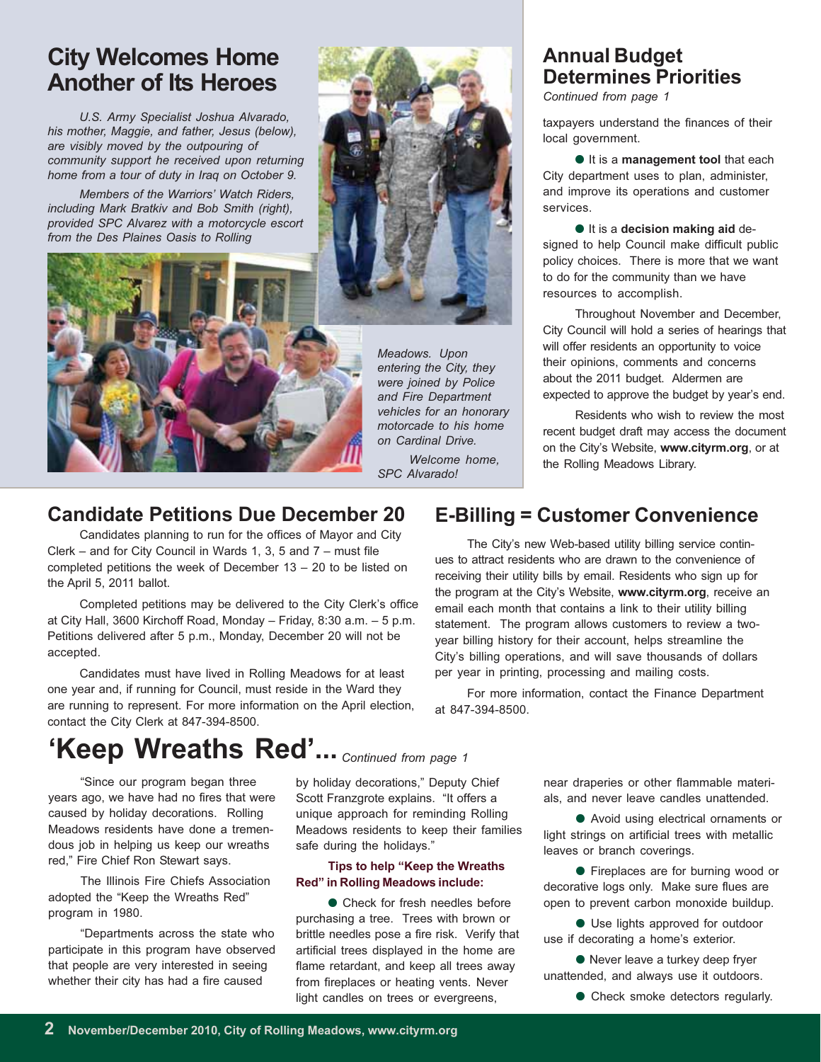## City Welcomes Home Another of Its Heroes

*U.S. Army Specialist Joshua Alvarado, his mother, Maggie, and father, Jesus (below), are visibly moved by the outpouring of community support he received upon returning home from a tour of duty in Iraq on October 9.*

*Members of the Warriors' Watch Riders, including Mark Bratkiv and Bob Smith (right), provided SPC Alvarez with a motorcycle escort from the Des Plaines Oasis to Rolling Meadows. Upon entering the City, they were joined by Police and Fire Department vehicles for an honorary motorcade to his home on Cardinal Drive.*

*Welcome home, SPC Alvarado!*

## Annual Budget Determines Priorities

*Continued from page 1*

taxpayers understand the finances of their local government.

- It is a **management tool** that each City department uses to plan, administer, and improve its operations and customer services.
- It is a **decision making aid** designed to help Council make difficult public policy choices. There is more that we want to do for the community than we have resources to accomplish.

Throughout November and December, City Council will hold a series of hearings that will offer residents an opportunity to voice their opinions, comments and concerns about the 2011 budget. Aldermen are expected to approve the budget by year's end.

Residents who wish to review the most recent budget draft may access the document on the City's Website, **www.cityrm.org**, or at the Rolling Meadows Library.

## Candidate Petitions Due December 20

Candidates planning to run for the offices of Mayor and City Clerk – and for City Council in Wards 1, 3, 5 and 7 – must file completed petitions the week of December 13 – 20 to be listed on the April 5, 2011 ballot.

Completed petitions may be delivered to the City Clerk's office at City Hall, 3600 Kirchoff Road, Monday – Friday, 8:30 a.m. – 5 p.m. Petitions delivered after 5 p.m., Monday, December 20 will not be accepted.

Candidates must have lived in Rolling Meadows for at least one year and, if running for Council, must reside in the Ward they are running to represent. For more information on the April election, contact the City Clerk at 847-394-8500.

## E-Billing = Customer Convenience

The City's new Web-based utility billing service continues to attract residents who are drawn to the convenience of receiving their utility bills by email. Residents who sign up for the program at the City's Website, **www.cityrm.org**, receive an email each month that contains a link to their utility billing statement. The program allows customers to review a two-year billing history for their account, helps streamline the City's billing operations, and will save thousands of dollars per year in printing, processing and mailing costs.

For more information, contact the Finance Department at 847-394-8500.

## 'Keep Wreaths Red'... *Continued from page 1*

"Since our program began three years ago, we have had no fires that were caused by holiday decorations. Rolling Meadows residents have done a tremendous job in helping us keep our wreaths red," Fire Chief Ron Stewart says.

The Illinois Fire Chiefs Association adopted the "Keep the Wreaths Red" program in 1980.

"Departments across the state who participate in this program have observed that people are very interested in seeing whether their city has had a fire caused by holiday decorations," Deputy Chief Scott Franzgrote explains. "It offers a unique approach for reminding Rolling Meadows residents to keep their families safe during the holidays."

**Tips to help "Keep the Wreaths Red" in Rolling Meadows include:**

- Check for fresh needles before purchasing a tree. Trees with brown or brittle needles pose a fire risk. Verify that artificial trees displayed in the home are flame retardant, and keep all trees away from fireplaces or heating vents. Never light candles on trees or evergreens, near draperies or other flammable materials, and never leave candles unattended.
- Avoid using electrical ornaments or light strings on artificial trees with metallic leaves or branch coverings.
- Fireplaces are for burning wood or decorative logs only. Make sure flues are open to prevent carbon monoxide buildup.
- Use lights approved for outdoor use if decorating a home's exterior.
- Never leave a turkey deep fryer unattended, and always use it outdoors.
- Check smoke detectors regularly.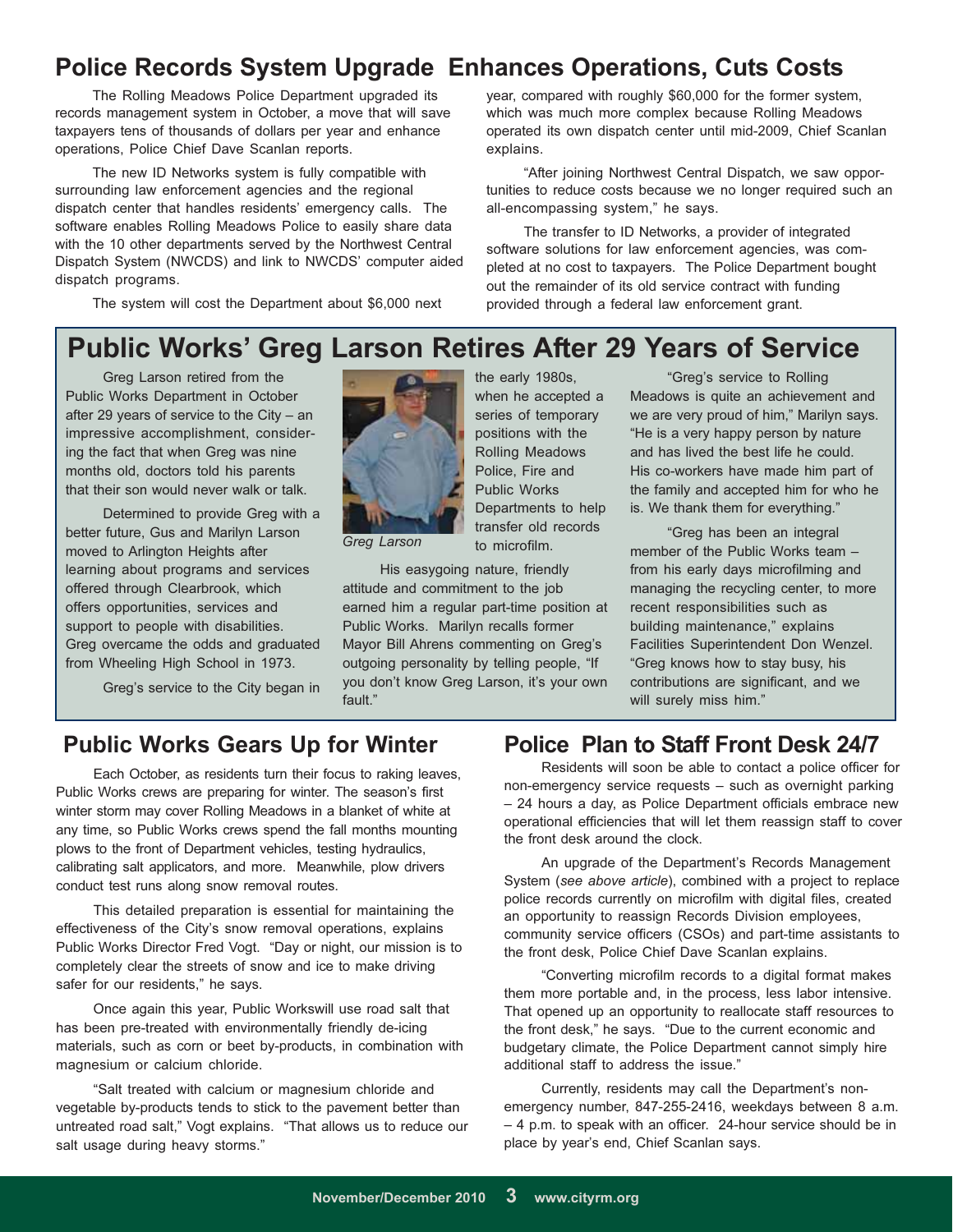## Police Records System Upgrade Enhances Operations, Cuts Costs

The Rolling Meadows Police Department upgraded its records management system in October, a move that will save taxpayers tens of thousands of dollars per year and enhance operations, Police Chief Dave Scanlan reports.

The new ID Networks system is fully compatible with surrounding law enforcement agencies and the regional dispatch center that handles residents' emergency calls. The software enables Rolling Meadows Police to easily share data with the 10 other departments served by the Northwest Central Dispatch System (NWCDS) and link to NWCDS' computer aided dispatch programs.

The system will cost the Department about $6,000 next year, compared with roughly $60,000 for the former system, which was much more complex because Rolling Meadows operated its own dispatch center until mid-2009, Chief Scanlan explains.

"After joining Northwest Central Dispatch, we saw opportunities to reduce costs because we no longer required such an all-encompassing system," he says.

The transfer to ID Networks, a provider of integrated software solutions for law enforcement agencies, was completed at no cost to taxpayers. The Police Department bought out the remainder of its old service contract with funding provided through a federal law enforcement grant.

## Public Works' Greg Larson Retires After 29 Years of Service

Greg Larson retired from the Public Works Department in October after 29 years of service to the City – an impressive accomplishment, considering the fact that when Greg was nine months old, doctors told his parents that their son would never walk or talk.

Determined to provide Greg with a better future, Gus and Marilyn Larson moved to Arlington Heights after learning about programs and services offered through Clearbrook, which offers opportunities, services and support to people with disabilities. Greg overcame the odds and graduated from Wheeling High School in 1973.

Greg's service to the City began in the early 1980s, when he accepted a series of temporary positions with the Rolling Meadows Police, Fire and Public Works Departments to help transfer old records to microfilm.

*Greg Larson*

His easygoing nature, friendly attitude and commitment to the job earned him a regular part-time position at Public Works. Marilyn recalls former Mayor Bill Ahrens commenting on Greg's outgoing personality by telling people, "If you don't know Greg Larson, it's your own fault."

"Greg's service to Rolling Meadows is quite an achievement and we are very proud of him," Marilyn says. "He is a very happy person by nature and has lived the best life he could. His co-workers have made him part of the family and accepted him for who he is. We thank them for everything."

"Greg has been an integral member of the Public Works team – from his early days microfilming and managing the recycling center, to more recent responsibilities such as building maintenance," explains Facilities Superintendent Don Wenzel. "Greg knows how to stay busy, his contributions are significant, and we will surely miss him."

## Public Works Gears Up for Winter

Each October, as residents turn their focus to raking leaves, Public Works crews are preparing for winter. The season's first winter storm may cover Rolling Meadows in a blanket of white at any time, so Public Works crews spend the fall months mounting plows to the front of Department vehicles, testing hydraulics, calibrating salt applicators, and more. Meanwhile, plow drivers conduct test runs along snow removal routes.

This detailed preparation is essential for maintaining the effectiveness of the City's snow removal operations, explains Public Works Director Fred Vogt. "Day or night, our mission is to completely clear the streets of snow and ice to make driving safer for our residents," he says.

Once again this year, Public Workswill use road salt that has been pre-treated with environmentally friendly de-icing materials, such as corn or beet by-products, in combination with magnesium or calcium chloride.

"Salt treated with calcium or magnesium chloride and vegetable by-products tends to stick to the pavement better than untreated road salt," Vogt explains. "That allows us to reduce our salt usage during heavy storms."

## Police Plan to Staff Front Desk 24/7

Residents will soon be able to contact a police officer for non-emergency service requests – such as overnight parking – 24 hours a day, as Police Department officials embrace new operational efficiencies that will let them reassign staff to cover the front desk around the clock.

An upgrade of the Department's Records Management System (*see above article*), combined with a project to replace police records currently on microfilm with digital files, created an opportunity to reassign Records Division employees, community service officers (CSOs) and part-time assistants to the front desk, Police Chief Dave Scanlan explains.

"Converting microfilm records to a digital format makes them more portable and, in the process, less labor intensive. That opened up an opportunity to reallocate staff resources to the front desk," he says. "Due to the current economic and budgetary climate, the Police Department cannot simply hire additional staff to address the issue."

Currently, residents may call the Department's non-emergency number, 847-255-2416, weekdays between 8 a.m. – 4 p.m. to speak with an officer. 24-hour service should be in place by year's end, Chief Scanlan says.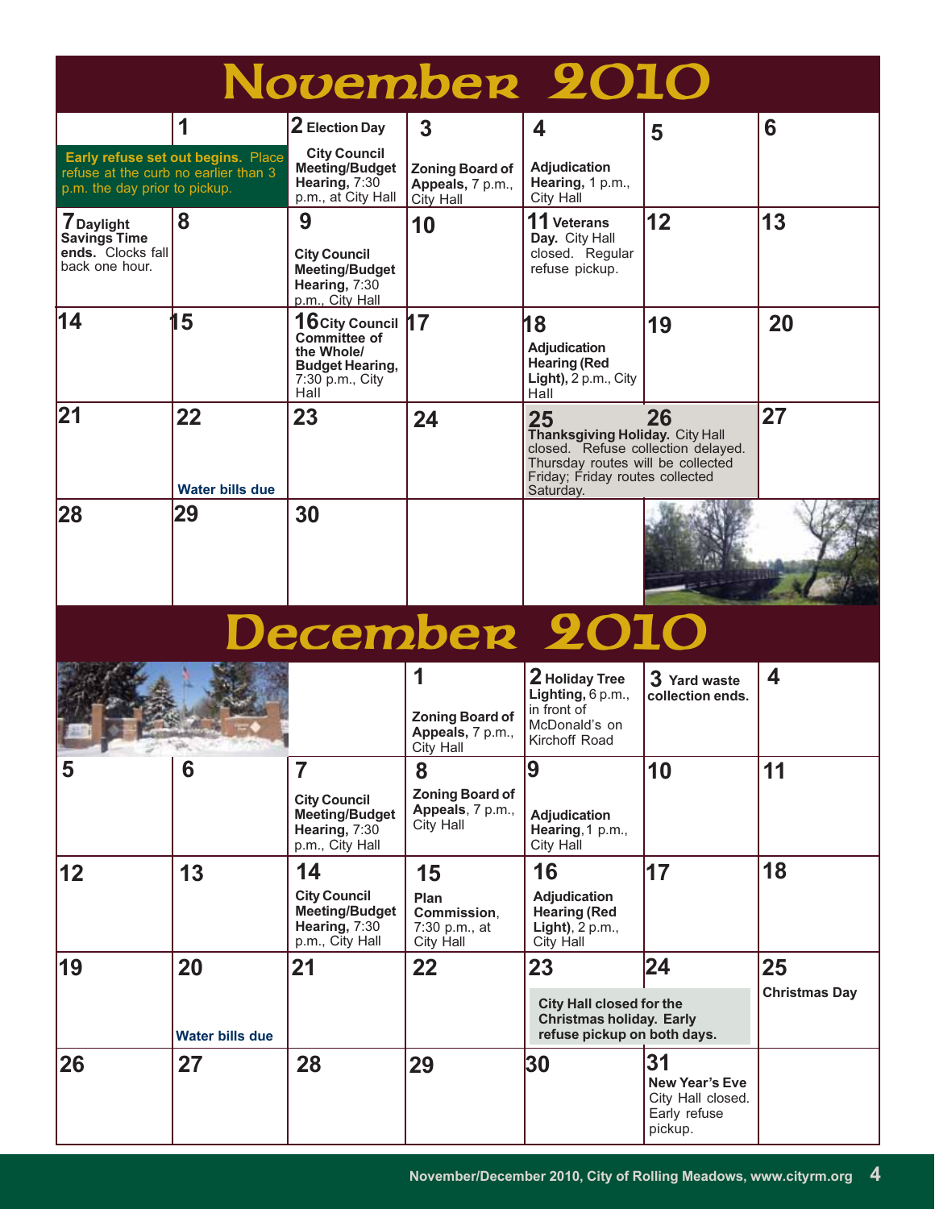# November 2010

| Sun | Mon | Tue | Wed | Thu | Fri | Sat |
|---|---|---|---|---|---|---|
| **Early refuse set out begins.** Place refuse at the curb no earlier than 3 p.m. the day prior to pickup. | 1 | 2 Election Day<br>**City Council Meeting/Budget Hearing,** 7:30 p.m., at City Hall | 3<br>**Zoning Board of Appeals,** 7 p.m., City Hall | 4<br>**Adjudication Hearing,** 1 p.m., City Hall | 5 | 6 |
| 7 **Daylight Savings Time ends.** Clocks fall back one hour. | 8 | 9<br>**City Council Meeting/Budget Hearing,** 7:30 p.m., City Hall | 10 | 11 **Veterans Day.** City Hall closed. Regular refuse pickup. | 12 | 13 |
| 14 | 15 | 16 **City Council Committee of the Whole/ Budget Hearing,** 7:30 p.m., City Hall | 17 | 18<br>**Adjudication Hearing (Red Light),** 2 p.m., City Hall | 19 | 20 |
| 21 | 22<br>**Water bills due** | 23 | 24 | 25 **Thanksgiving Holiday.** City Hall closed. Refuse collection delayed. Thursday routes will be collected Friday; Friday routes collected Saturday. | 26 | 27 |
| 28 | 29 | 30 | | | | |

# December 2010

| Sun | Mon | Tue | Wed | Thu | Fri | Sat |
|---|---|---|---|---|---|---|
| | | | 1<br>**Zoning Board of Appeals,** 7 p.m., City Hall | 2 **Holiday Tree Lighting,** 6 p.m., in front of McDonald's on Kirchoff Road | 3 **Yard waste collection ends.** | 4 |
| 5 | 6 | 7<br>**City Council Meeting/Budget Hearing,** 7:30 p.m., City Hall | 8<br>**Zoning Board of Appeals**, 7 p.m., City Hall | 9<br>**Adjudication Hearing**, 1 p.m., City Hall | 10 | 11 |
| 12 | 13 | 14<br>**City Council Meeting/Budget Hearing,** 7:30 p.m., City Hall | 15<br>**Plan Commission**, 7:30 p.m., at City Hall | 16<br>**Adjudication Hearing (Red Light)**, 2 p.m., City Hall | 17 | 18 |
| 19 | 20<br>**Water bills due** | 21 | 22 | 23<br>**City Hall closed for the Christmas holiday. Early refuse pickup on both days.** | 24 | 25<br>**Christmas Day** |
| 26 | 27 | 28 | 29 | 30 | 31<br>**New Year's Eve** City Hall closed. Early refuse pickup. | |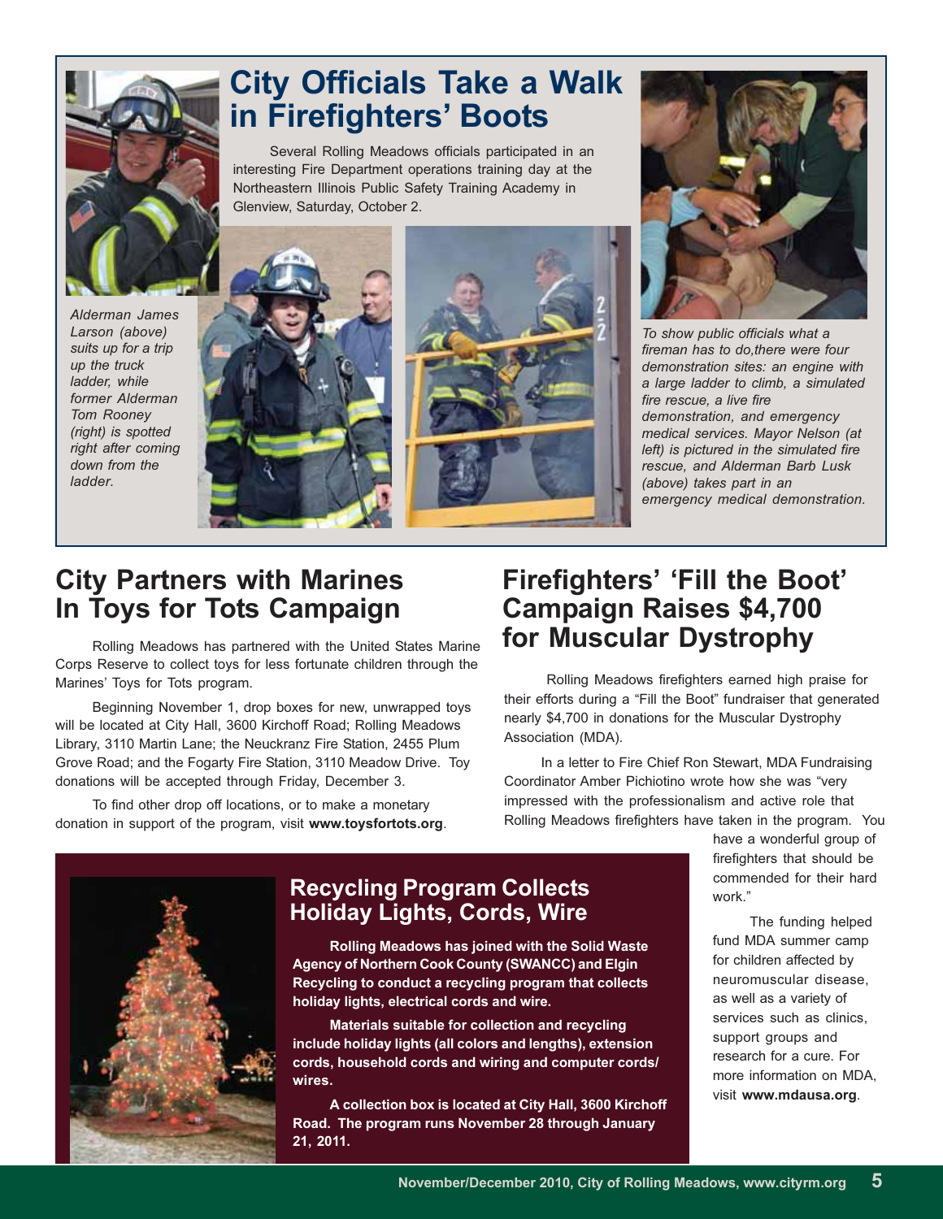# City Officials Take a Walk in Firefighters' Boots

Several Rolling Meadows officials participated in an interesting Fire Department operations training day at the Northeastern Illinois Public Safety Training Academy in Glenview, Saturday, October 2.

*Alderman James Larson (above) suits up for a trip up the truck ladder, while former Alderman Tom Rooney (right) is spotted right after coming down from the ladder.*

*To show public officials what a fireman has to do,there were four demonstration sites: an engine with a large ladder to climb, a simulated fire rescue, a live fire demonstration, and emergency medical services. Mayor Nelson (at left) is pictured in the simulated fire rescue, and Alderman Barb Lusk (above) takes part in an emergency medical demonstration.*

## City Partners with Marines In Toys for Tots Campaign

Rolling Meadows has partnered with the United States Marine Corps Reserve to collect toys for less fortunate children through the Marines' Toys for Tots program.

Beginning November 1, drop boxes for new, unwrapped toys will be located at City Hall, 3600 Kirchoff Road; Rolling Meadows Library, 3110 Martin Lane; the Neuckranz Fire Station, 2455 Plum Grove Road; and the Fogarty Fire Station, 3110 Meadow Drive. Toy donations will be accepted through Friday, December 3.

To find other drop off locations, or to make a monetary donation in support of the program, visit **www.toysfortots.org**.

## Firefighters' 'Fill the Boot' Campaign Raises $4,700 for Muscular Dystrophy

Rolling Meadows firefighters earned high praise for their efforts during a "Fill the Boot" fundraiser that generated nearly $4,700 in donations for the Muscular Dystrophy Association (MDA).

In a letter to Fire Chief Ron Stewart, MDA Fundraising Coordinator Amber Pichiotino wrote how she was "very impressed with the professionalism and active role that Rolling Meadows firefighters have taken in the program. You have a wonderful group of firefighters that should be commended for their hard work."

The funding helped fund MDA summer camp for children affected by neuromuscular disease, as well as a variety of services such as clinics, support groups and research for a cure. For more information on MDA, visit **www.mdausa.org**.

## Recycling Program Collects Holiday Lights, Cords, Wire

**Rolling Meadows has joined with the Solid Waste Agency of Northern Cook County (SWANCC) and Elgin Recycling to conduct a recycling program that collects holiday lights, electrical cords and wire.**

**Materials suitable for collection and recycling include holiday lights (all colors and lengths), extension cords, household cords and wiring and computer cords/ wires.**

**A collection box is located at City Hall, 3600 Kirchoff Road. The program runs November 28 through January 21, 2011.**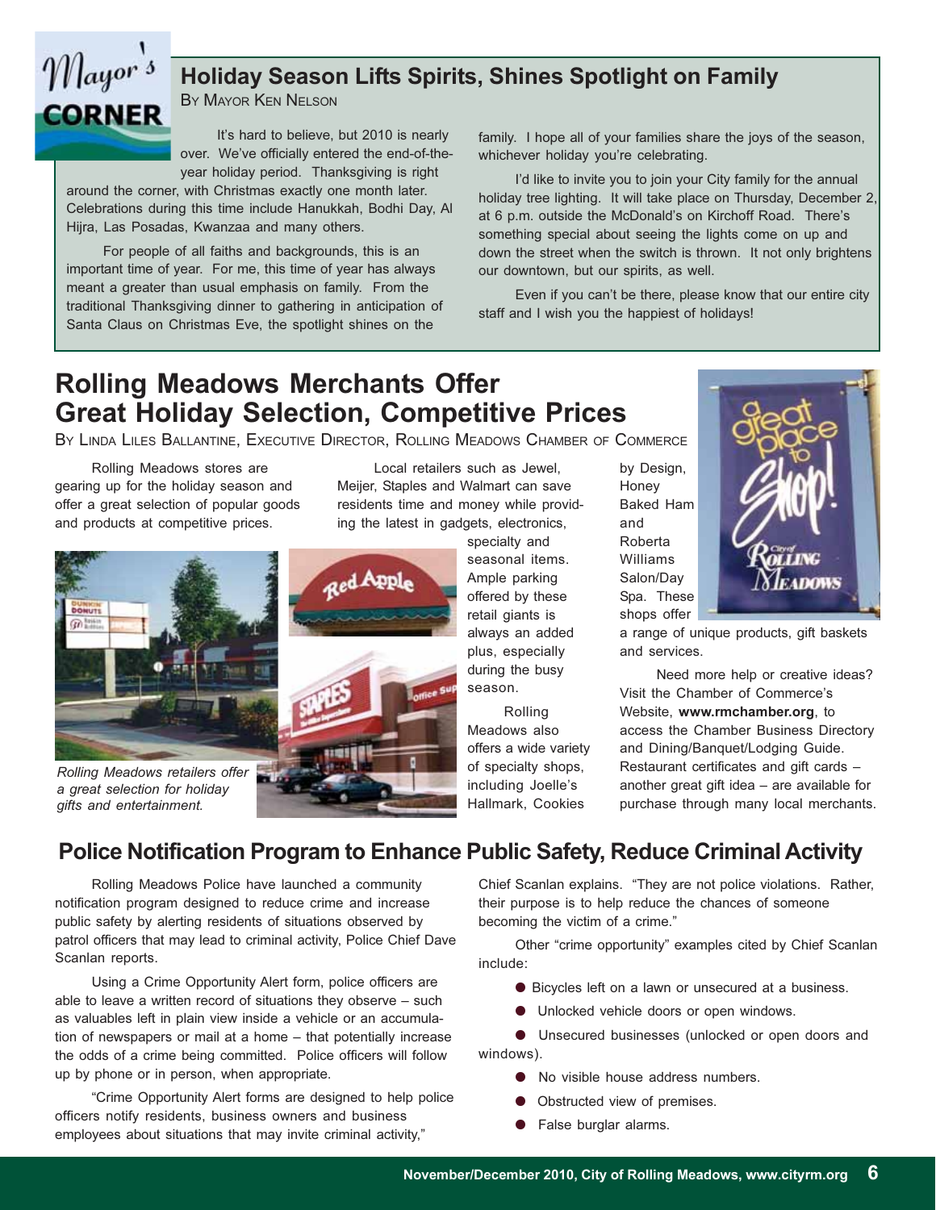## Mayor's CORNER

## Holiday Season Lifts Spirits, Shines Spotlight on Family

By Mayor Ken Nelson

It's hard to believe, but 2010 is nearly over. We've officially entered the end-of-the-year holiday period. Thanksgiving is right around the corner, with Christmas exactly one month later. Celebrations during this time include Hanukkah, Bodhi Day, Al Hijra, Las Posadas, Kwanzaa and many others.

For people of all faiths and backgrounds, this is an important time of year. For me, this time of year has always meant a greater than usual emphasis on family. From the traditional Thanksgiving dinner to gathering in anticipation of Santa Claus on Christmas Eve, the spotlight shines on the family. I hope all of your families share the joys of the season, whichever holiday you're celebrating.

I'd like to invite you to join your City family for the annual holiday tree lighting. It will take place on Thursday, December 2, at 6 p.m. outside the McDonald's on Kirchoff Road. There's something special about seeing the lights come on up and down the street when the switch is thrown. It not only brightens our downtown, but our spirits, as well.

Even if you can't be there, please know that our entire city staff and I wish you the happiest of holidays!

# Rolling Meadows Merchants Offer Great Holiday Selection, Competitive Prices

By Linda Liles Ballantine, Executive Director, Rolling Meadows Chamber of Commerce

Rolling Meadows stores are gearing up for the holiday season and offer a great selection of popular goods and products at competitive prices.

Local retailers such as Jewel, Meijer, Staples and Walmart can save residents time and money while providing the latest in gadgets, electronics, specialty and seasonal items. Ample parking offered by these retail giants is always an added plus, especially during the busy season.

Rolling Meadows also offers a wide variety of specialty shops, including Joelle's Hallmark, Cookies by Design, Honey Baked Ham and Roberta Williams Salon/Day Spa. These shops offer a range of unique products, gift baskets and services.

Need more help or creative ideas? Visit the Chamber of Commerce's Website, **www.rmchamber.org**, to access the Chamber Business Directory and Dining/Banquet/Lodging Guide. Restaurant certificates and gift cards – another great gift idea – are available for purchase through many local merchants.

*Rolling Meadows retailers offer a great selection for holiday gifts and entertainment.*

## Police Notification Program to Enhance Public Safety, Reduce Criminal Activity

Rolling Meadows Police have launched a community notification program designed to reduce crime and increase public safety by alerting residents of situations observed by patrol officers that may lead to criminal activity, Police Chief Dave Scanlan reports.

Using a Crime Opportunity Alert form, police officers are able to leave a written record of situations they observe – such as valuables left in plain view inside a vehicle or an accumulation of newspapers or mail at a home – that potentially increase the odds of a crime being committed. Police officers will follow up by phone or in person, when appropriate.

"Crime Opportunity Alert forms are designed to help police officers notify residents, business owners and business employees about situations that may invite criminal activity," Chief Scanlan explains. "They are not police violations. Rather, their purpose is to help reduce the chances of someone becoming the victim of a crime."

Other "crime opportunity" examples cited by Chief Scanlan include:

- Bicycles left on a lawn or unsecured at a business.
- Unlocked vehicle doors or open windows.
- Unsecured businesses (unlocked or open doors and windows).
- No visible house address numbers.
- Obstructed view of premises.
- False burglar alarms.